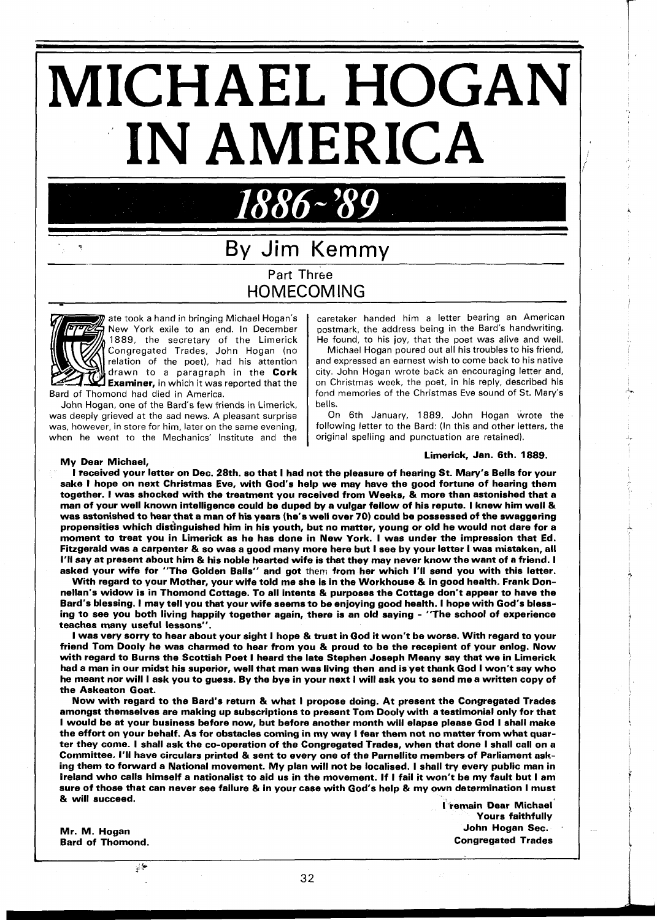# MICHAEL HOGAN IN AMERICA

## 1886-'89

## By Jim Kemmy

### Part Three
### HOMECOMING

Fate took a hand in bringing Michael Hogan's New York exile to an end. In December 1889, the secretary of the Limerick Congregated Trades, John Hogan (no relation of the poet), had his attention drawn to a paragraph in the **Cork Examiner**, in which it was reported that the Bard of Thomond had died in America.

John Hogan, one of the Bard's few friends in Limerick, was deeply grieved at the sad news. A pleasant surprise was, however, in store for him, later on the same evening, when he went to the Mechanics' Institute and the caretaker handed him a letter bearing an American postmark, the address being in the Bard's handwriting. He found, to his joy, that the poet was alive and well.

Michael Hogan poured out all his troubles to his friend, and expressed an earnest wish to come back to his native city. John Hogan wrote back an encouraging letter and, on Christmas week, the poet, in his reply, described his fond memories of the Christmas Eve sound of St. Mary's bells.

On 6th January, 1889, John Hogan wrote the following letter to the Bard: (In this and other letters, the original spelling and punctuation are retained).

**Limerick, Jan. 6th. 1889.**

**My Dear Michael,**

**I received your letter on Dec. 28th. so that I had not the pleasure of hearing St. Mary's Bells for your sake I hope on next Christmas Eve, with God's help we may have the good fortune of hearing them together. I was shocked with the treatment you received from Weeks, & more than astonished that a man of your well known intelligence could be duped by a vulgar fellow of his repute. I knew him well & was astonished to hear that a man of his years (he's well over 70) could be possessed of the swaggering propensities which distinguished him in his youth, but no matter, young or old he would not dare for a moment to treat you in Limerick as he has done in New York. I was under the impression that Ed. Fitzgerald was a carpenter & so was a good many more here but I see by your letter I was mistaken, all I'll say at present about him & his noble hearted wife is that they may never know the want of a friend. I asked your wife for "The Golden Balls" and got them from her which I'll send you with this letter.**

**With regard to your Mother, your wife told me she is in the Workhouse & in good health. Frank Donnellan's widow is in Thomond Cottage. To all intents & purposes the Cottage don't appear to have the Bard's blessing. I may tell you that your wife seems to be enjoying good health. I hope with God's blessing to see you both living happily together again, there is an old saying - "The school of experience teaches many useful lessons".**

**I was very sorry to hear about your sight I hope & trust in God it won't be worse. With regard to your friend Tom Dooly he was charmed to hear from you & proud to be the recepient of your enlog. Now with regard to Burns the Scottish Poet I heard the late Stephen Joseph Meany say that we in Limerick had a man in our midst his superior, well that man was living then and is yet thank God I won't say who he meant nor will I ask you to guess. By the bye in your next I will ask you to send me a written copy of the Askeaton Goat.**

**Now with regard to the Bard's return & what I propose doing. At present the Congregated Trades amongst themselves are making up subscriptions to present Tom Dooly with a testimonial only for that I would be at your business before now, but before another month will elapse please God I shall make the effort on your behalf. As for obstacles coming in my way I fear them not no matter from what quarter they come. I shall ask the co-operation of the Congregated Trades, when that done I shall call on a Committee. I'll have circulars printed & sent to every one of the Parnellite members of Parliament asking them to forward a National movement. My plan will not be localised. I shall try every public man in Ireland who calls himself a nationalist to aid us in the movement. If I fail it won't be my fault but I am sure of those that can never see failure & in your case with God's help & my own determination I must & will succeed.**

**I remain Dear Michael**
**Yours faithfully**
**John Hogan Sec.**
**Congregated Trades**

**Mr. M. Hogan**
**Bard of Thomond.**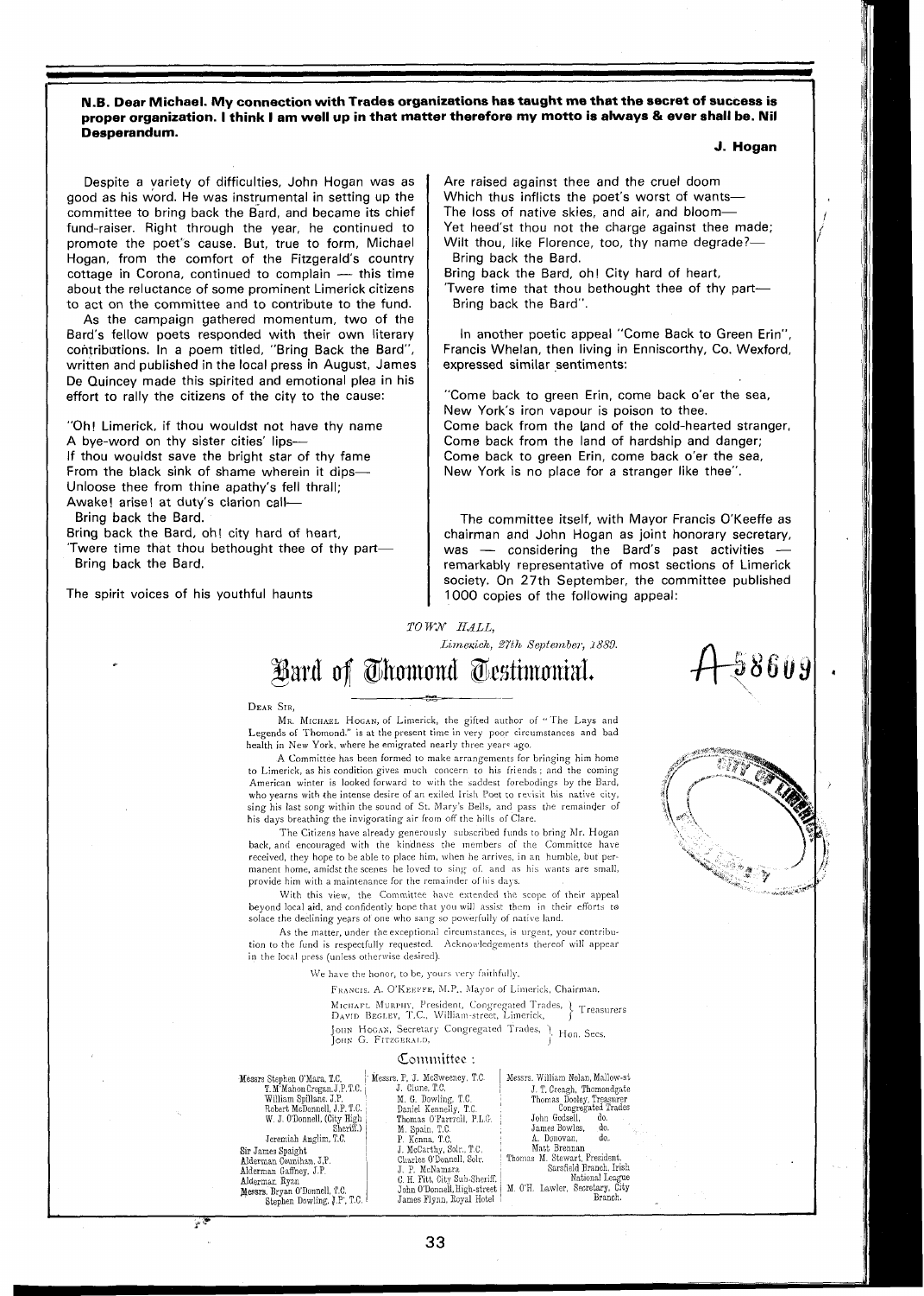**N.B. Dear Michael. My connection with Trades organizations has taught me that the secret of success is proper organization. I think I am well up in that matter therefore my motto is always & ever shall be. Nil Desperandum.**

**J. Hogan**

Despite a variety of difficulties, John Hogan was as good as his word. He was instrumental in setting up the committee to bring back the Bard, and became its chief fund-raiser. Right through the year, he continued to promote the poet's cause. But, true to form, Michael Hogan, from the comfort of the Fitzgerald's country cottage in Corona, continued to complain — this time about the reluctance of some prominent Limerick citizens to act on the committee and to contribute to the fund.

As the campaign gathered momentum, two of the Bard's fellow poets responded with their own literary contributions. In a poem titled, "Bring Back the Bard", written and published in the local press in August, James De Quincey made this spirited and emotional plea in his effort to rally the citizens of the city to the cause:

"Oh! Limerick, if thou wouldst not have thy name
A bye-word on thy sister cities' lips—
If thou wouldst save the bright star of thy fame
From the black sink of shame wherein it dips—
Unloose thee from thine apathy's fell thrall;
Awake! arise! at duty's clarion call—
Bring back the Bard.
Bring back the Bard, oh! city hard of heart,
'Twere time that thou bethought thee of thy part—
Bring back the Bard.

The spirit voices of his youthful haunts
Are raised against thee and the cruel doom
Which thus inflicts the poet's worst of wants—
The loss of native skies, and air, and bloom—
Yet heed'st thou not the charge against thee made;
Wilt thou, like Florence, too, thy name degrade?—
Bring back the Bard.
Bring back the Bard, oh! City hard of heart,
'Twere time that thou bethought thee of thy part—
Bring back the Bard".

In another poetic appeal "Come Back to Green Erin", Francis Whelan, then living in Enniscorthy, Co. Wexford, expressed similar sentiments:

"Come back to green Erin, come back o'er the sea,
New York's iron vapour is poison to thee.
Come back from the land of the cold-hearted stranger,
Come back from the land of hardship and danger;
Come back to green Erin, come back o'er the sea,
New York is no place for a stranger like thee".

The committee itself, with Mayor Francis O'Keeffe as chairman and John Hogan as joint honorary secretary, was — considering the Bard's past activities — remarkably representative of most sections of Limerick society. On 27th September, the committee published 1000 copies of the following appeal:

*TOWN HALL,*

*Limerick, 27th September, 1889.*

# Bard of Thomond Testimonial.

DEAR SIR,

MR. MICHAEL HOGAN, of Limerick, the gifted author of "The Lays and Legends of Thomond," is at the present time in very poor circumstances and bad health in New York, where he emigrated nearly three years ago.

A Committee has been formed to make arrangements for bringing him home to Limerick, as his condition gives much concern to his friends; and the coming American winter is looked forward to with the saddest forebodings by the Bard, who yearns with the intense desire of an exiled Irish Poet to revisit his native city, sing his last song within the sound of St. Mary's Bells, and pass the remainder of his days breathing the invigorating air from off the hills of Clare.

The Citizens have already generously subscribed funds to bring Mr. Hogan back, and encouraged with the kindness the members of the Committee have received, they hope to be able to place him, when he arrives, in an humble, but permanent home, amidst the scenes he loved to sing of, and as his wants are small, provide him with a maintenance for the remainder of his days.

With this view, the Committee have extended the scope of their appeal beyond local aid, and confidently hope that you will assist them in their efforts to solace the declining years of one who sang so powerfully of native land.

As the matter, under the exceptional circumstances, is urgent, your contribution to the fund is respectfully requested. Acknowledgements thereof will appear in the local press (unless otherwise desired).

We have the honor, to be, yours very faithfully,

FRANCIS A. O'KEEFFE, M.P., Mayor of Limerick, Chairman.

MICHAEL MURPHY, President, Congregated Trades, } Treasurers
DAVID BEGLEY, T.C., William-street, Limerick, }

JOHN HOGAN, Secretary Congregated Trades, } Hon. Secs.
JOHN G. FITZGERALD, }

## Committee:

Messrs. Stephen O'Mara, T.C.
T. M'Mahon Cregan, J.P. T.C.
William Spillane, J.P.
Robert McDonnell, J.P. T.C.
W. J. O'Donnell, (City High Sheriff.)
Jeremiah Anglim, T.C.
Sir James Spaight
Alderman Coumihan, J.P.
Alderman Gaffney, J.P.
Alderman Ryan
Messrs. Bryan O'Donnell, T.C.
Stephen Dowling, J.P., T.C.

Messrs. P. J. McSweeney, T.C.
J. Clune, T.C.
M. G. Dowling, T.C.
Daniel Kennelly, T.C.
Thomas O'Farrrell, P.L.G.
M. Spain, T.C.
P. Kenna, T.C.
J. McCarthy, Solr., T.C.
Charles O'Donnell, Solr.
J. P. McNamara
C. H. Fitt, City Sub-Sheriff.
John O'Donnell, High-street
James Flynn, Royal Hotel

Messrs. William Nolan, Mallow-st
J. T. Creagh, Thomondgate
Thomas Dooley, Treasurer Congregated Trades
John Godsell, do.
James Bowles, do.
A. Donovan, do.
Matt Brennan
Thomas M. Stewart, President, Sarsfield Branch, Irish National League
M. O'H. Lawler, Secretary, City Branch.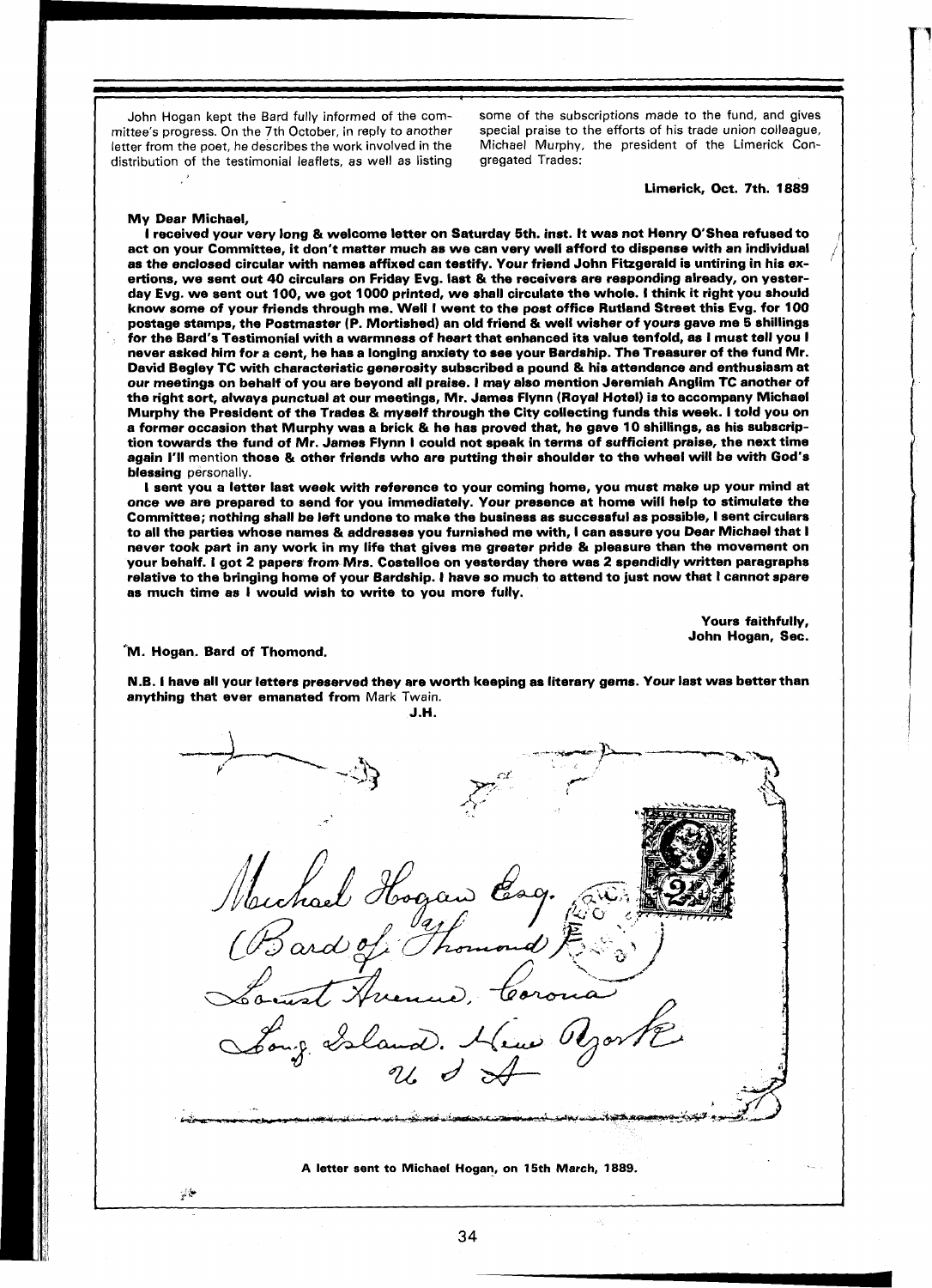John Hogan kept the Bard fully informed of the committee's progress. On the 7th October, in reply to another letter from the poet, he describes the work involved in the distribution of the testimonial leaflets, as well as listing some of the subscriptions made to the fund, and gives special praise to the efforts of his trade union colleague, Michael Murphy, the president of the Limerick Congregated Trades:

**Limerick, Oct. 7th. 1889**

**My Dear Michael,**

**I received your very long & welcome letter on Saturday 5th. inst. It was not Henry O'Shea refused to act on your Committee, it don't matter much as we can very well afford to dispense with an individual as the enclosed circular with names affixed can testify. Your friend John Fitzgerald is untiring in his exertions, we sent out 40 circulars on Friday Evg. last & the receivers are responding already, on yesterday Evg. we sent out 100, we got 1000 printed, we shall circulate the whole. I think it right you should know some of your friends through me. Well I went to the post office Rutland Street this Evg. for 100 postage stamps, the Postmaster (P. Mortished) an old friend & well wisher of yours gave me 5 shillings for the Bard's Testimonial with a warmness of heart that enhanced its value tenfold, as I must tell you I never asked him for a cent, he has a longing anxiety to see your Bardship. The Treasurer of the fund Mr. David Begley TC with characteristic generosity subscribed a pound & his attendance and enthusiasm at our meetings on behalf of you are beyond all praise. I may also mention Jeremiah Anglim TC another of the right sort, always punctual at our meetings, Mr. James Flynn (Royal Hotel) is to accompany Michael Murphy the President of the Trades & myself through the City collecting funds this week. I told you on a former occasion that Murphy was a brick & he has proved that, he gave 10 shillings, as his subscription towards the fund of Mr. James Flynn I could not speak in terms of sufficient praise, the next time again I'll** mention **those & other friends who are putting their shoulder to the wheel will be with God's blessing** personally.

**I sent you a letter last week with reference to your coming home, you must make up your mind at once we are prepared to send for you immediately. Your presence at home will help to stimulate the Committee; nothing shall be left undone to make the business as successful as possible, I sent circulars to all the parties whose names & addresses you furnished me with, I can assure you Dear Michael that I never took part in any work in my life that gives me greater pride & pleasure than the movement on your behalf. I got 2 papers from Mrs. Costelloe on yesterday there was 2 spendidly written paragraphs relative to the bringing home of your Bardship. I have so much to attend to just now that I cannot spare as much time as I would wish to write to you more fully.**

**Yours faithfully,**
**John Hogan, Sec.**

**M. Hogan. Bard of Thomond.**

**N.B. I have all your letters preserved they are worth keeping as literary gems. Your last was better than anything that ever emanated from** Mark Twain.
**J.H.**

Michael Hogan Esq.
(Bard of Thomond)
Locust Avenue, Corona
Long Island. New York
U S A

**A letter sent to Michael Hogan, on 15th March, 1889.**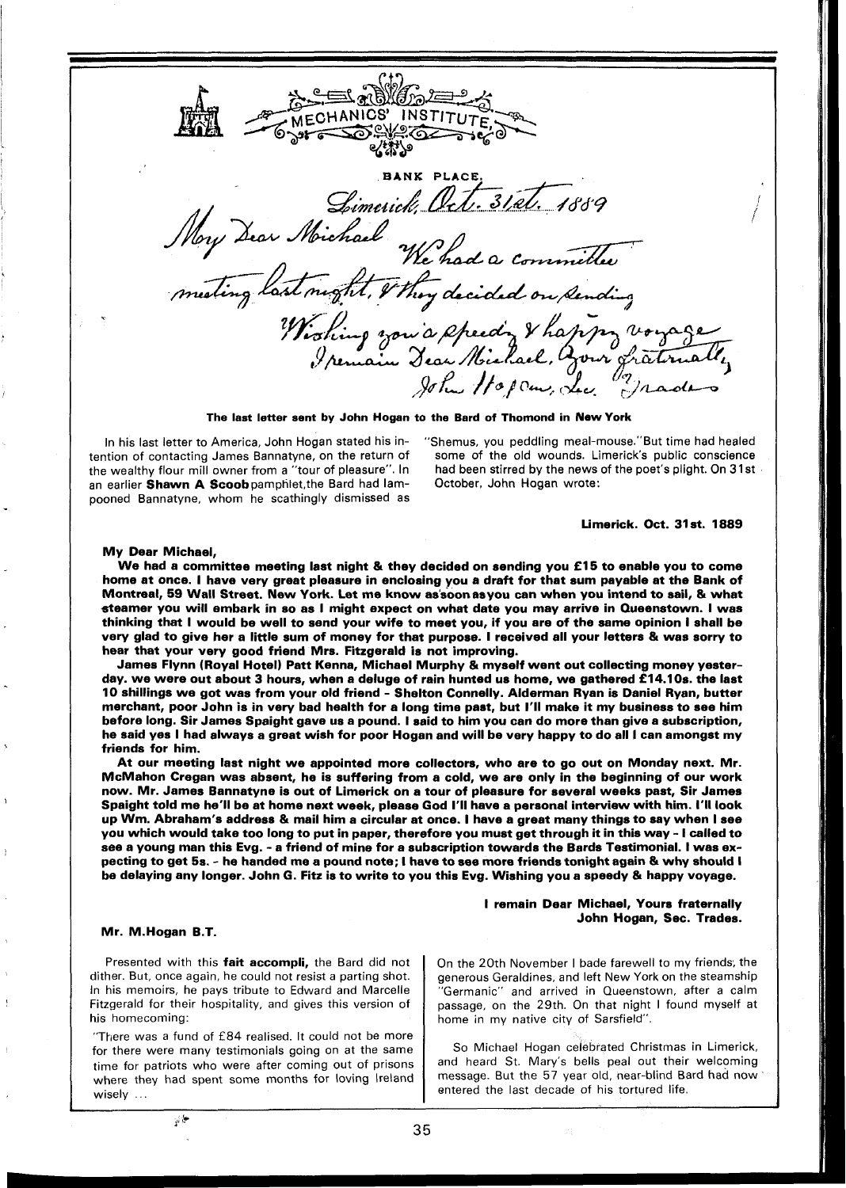MECHANICS' INSTITUTE,

BANK PLACE,

Limerick, Oct. 31st, 1889

My Dear Michael

We had a committee meeting last night, & they decided on sending

Wishing you a speedy & happy voyage
I remain Dear Michael, Your fraternally
John Hogan, Sec. Trades

**The last letter sent by John Hogan to the Bard of Thomond in New York**

In his last letter to America, John Hogan stated his intention of contacting James Bannatyne, on the return of the wealthy flour mill owner from a "tour of pleasure". In an earlier **Shawn A Scoob** pamphlet, the Bard had lampooned Bannatyne, whom he scathingly dismissed as "Shemus, you peddling meal-mouse." But time had healed some of the old wounds. Limerick's public conscience had been stirred by the news of the poet's plight. On 31st October, John Hogan wrote:

**Limerick. Oct. 31st. 1889**

**My Dear Michael,**

**We had a committee meeting last night & they decided on sending you £15 to enable you to come home at once. I have very great pleasure in enclosing you a draft for that sum payable at the Bank of Montreal, 59 Wall Street. New York. Let me know as soon as you can when you intend to sail, & what steamer you will embark in so as I might expect on what date you may arrive in Queenstown. I was thinking that I would be well to send your wife to meet you, if you are of the same opinion I shall be very glad to give her a little sum of money for that purpose. I received all your letters & was sorry to hear that your very good friend Mrs. Fitzgerald is not improving.**

**James Flynn (Royal Hotel) Patt Kenna, Michael Murphy & myself went out collecting money yesterday. we were out about 3 hours, when a deluge of rain hunted us home, we gathered £14.10s. the last 10 shillings we got was from your old friend - Shelton Connelly. Alderman Ryan is Daniel Ryan, butter merchant, poor John is in very bad health for a long time past, but I'll make it my business to see him before long. Sir James Spaight gave us a pound. I said to him you can do more than give a subscription, he said yes I had always a great wish for poor Hogan and will be very happy to do all I can amongst my friends for him.**

**At our meeting last night we appointed more collectors, who are to go out on Monday next. Mr. McMahon Cregan was absent, he is suffering from a cold, we are only in the beginning of our work now. Mr. James Bannatyne is out of Limerick on a tour of pleasure for several weeks past, Sir James Spaight told me he'll be at home next week, please God I'll have a personal interview with him. I'll look up Wm. Abraham's address & mail him a circular at once. I have a great many things to say when I see you which would take too long to put in paper, therefore you must get through it in this way - I called to see a young man this Evg. - a friend of mine for a subscription towards the Bards Testimonial. I was expecting to get 5s. - he handed me a pound note; I have to see more friends tonight again & why should I be delaying any longer. John G. Fitz is to write to you this Evg. Wishing you a speedy & happy voyage.**

**I remain Dear Michael, Yours fraternally**
**John Hogan, Sec. Trades.**

**Mr. M.Hogan B.T.**

Presented with this **fait accompli,** the Bard did not dither. But, once again, he could not resist a parting shot. In his memoirs, he pays tribute to Edward and Marcelle Fitzgerald for their hospitality, and gives this version of his homecoming:

"There was a fund of £84 realised. It could not be more for there were many testimonials going on at the same time for patriots who were after coming out of prisons where they had spent some months for loving Ireland wisely ...

On the 20th November I bade farewell to my friends, the generous Geraldines, and left New York on the steamship "Germanic" and arrived in Queenstown, after a calm passage, on the 29th. On that night I found myself at home in my native city of Sarsfield".

So Michael Hogan celebrated Christmas in Limerick, and heard St. Mary's bells peal out their welcoming message. But the 57 year old, near-blind Bard had now entered the last decade of his tortured life.